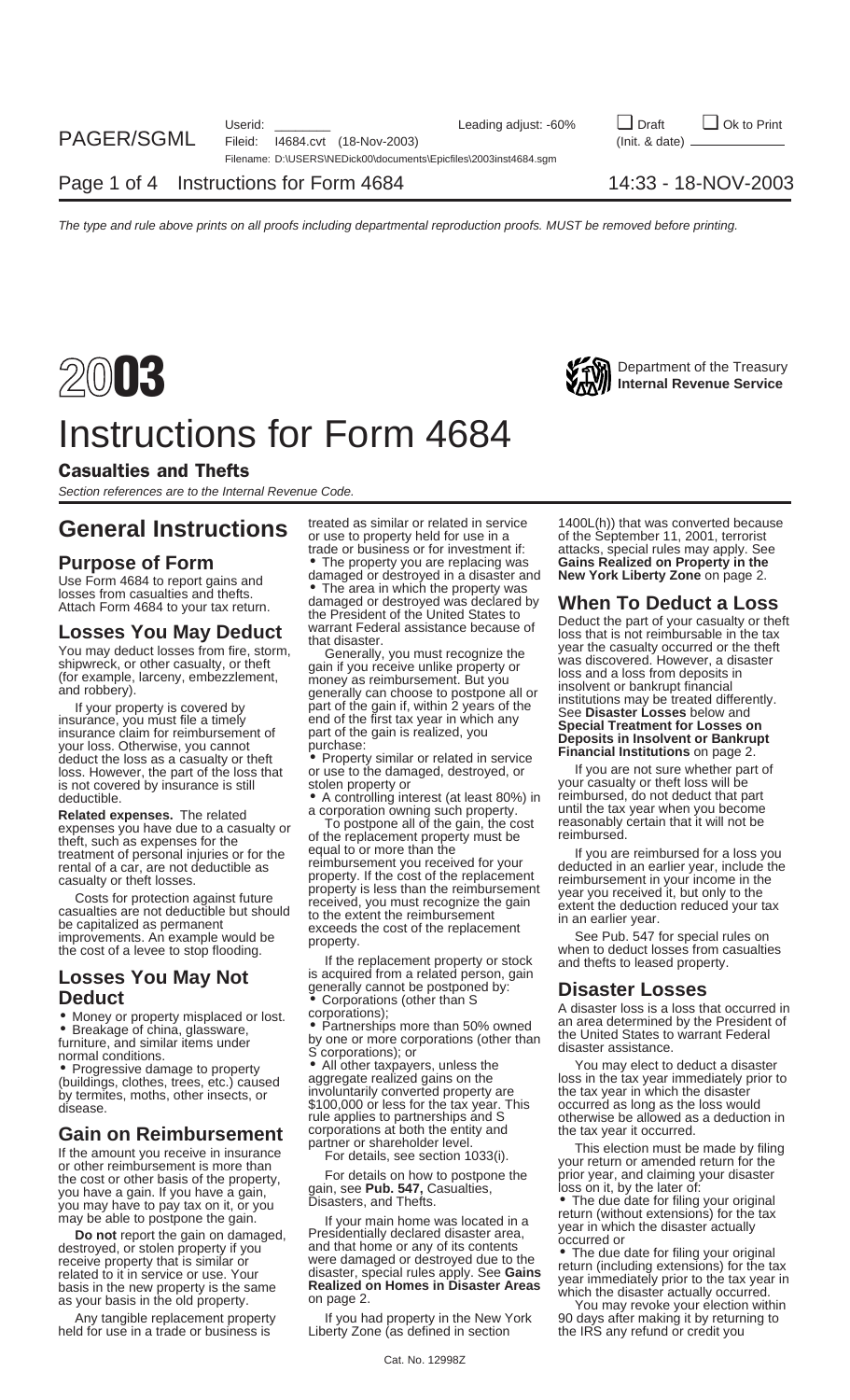# 2003 Instructions for Form 4684

Department of the Treasury
Internal Revenue Service

## Casualties and Thefts

*Section references are to the Internal Revenue Code.*

# General Instructions

## Purpose of Form

Use Form 4684 to report gains and losses from casualties and thefts. Attach Form 4684 to your tax return.

## Losses You May Deduct

You may deduct losses from fire, storm, shipwreck, or other casualty, or theft (for example, larceny, embezzlement, and robbery).

If your property is covered by insurance, you must file a timely insurance claim for reimbursement of your loss. Otherwise, you cannot deduct the loss as a casualty or theft loss. However, the part of the loss that is not covered by insurance is still deductible.

**Related expenses.** The related expenses you have due to a casualty or theft, such as expenses for the treatment of personal injuries or for the rental of a car, are not deductible as casualty or theft losses.

Costs for protection against future casualties are not deductible but should be capitalized as permanent improvements. An example would be the cost of a levee to stop flooding.

## Losses You May Not Deduct

- Money or property misplaced or lost.
- Breakage of china, glassware, furniture, and similar items under normal conditions.
- Progressive damage to property (buildings, clothes, trees, etc.) caused by termites, moths, other insects, or disease.

## Gain on Reimbursement

If the amount you receive in insurance or other reimbursement is more than the cost or other basis of the property, you have a gain. If you have a gain, you may have to pay tax on it, or you may be able to postpone the gain.

**Do not** report the gain on damaged, destroyed, or stolen property if you receive property that is similar or related to it in service or use. Your basis in the new property is the same as your basis in the old property.

Any tangible replacement property held for use in a trade or business is treated as similar or related in service or use to property held for use in a trade or business or for investment if:

- The property you are replacing was damaged or destroyed in a disaster and
- The area in which the property was damaged or destroyed was declared by the President of the United States to warrant Federal assistance because of that disaster.

Generally, you must recognize the gain if you receive unlike property or money as reimbursement. But you generally can choose to postpone all or part of the gain if, within 2 years of the end of the first tax year in which any part of the gain is realized, you purchase:

- Property similar or related in service or use to the damaged, destroyed, or stolen property or
- A controlling interest (at least 80%) in a corporation owning such property.

To postpone all of the gain, the cost of the replacement property must be equal to or more than the reimbursement you received for your property. If the cost of the replacement property is less than the reimbursement received, you must recognize the gain to the extent the reimbursement exceeds the cost of the replacement property.

If the replacement property or stock is acquired from a related person, gain generally cannot be postponed by:

- Corporations (other than S corporations);
- Partnerships more than 50% owned by one or more corporations (other than S corporations); or
- All other taxpayers, unless the aggregate realized gains on the involuntarily converted property are $100,000 or less for the tax year. This rule applies to partnerships and S corporations at both the entity and partner or shareholder level.

For details, see section 1033(i).

For details on how to postpone the gain, see **Pub. 547,** Casualties, Disasters, and Thefts.

If your main home was located in a Presidentially declared disaster area, and that home or any of its contents were damaged or destroyed due to the disaster, special rules apply. See **Gains Realized on Homes in Disaster Areas** on page 2.

If you had property in the New York Liberty Zone (as defined in section 1400L(h)) that was converted because of the September 11, 2001, terrorist attacks, special rules may apply. See **Gains Realized on Property in the New York Liberty Zone** on page 2.

## When To Deduct a Loss

Deduct the part of your casualty or theft loss that is not reimbursable in the tax year the casualty occurred or the theft was discovered. However, a disaster loss and a loss from deposits in insolvent or bankrupt financial institutions may be treated differently. See **Disaster Losses** below and **Special Treatment for Losses on Deposits in Insolvent or Bankrupt Financial Institutions** on page 2.

If you are not sure whether part of your casualty or theft loss will be reimbursed, do not deduct that part until the tax year when you become reasonably certain that it will not be reimbursed.

If you are reimbursed for a loss you deducted in an earlier year, include the reimbursement in your income in the year you received it, but only to the extent the deduction reduced your tax in an earlier year.

See Pub. 547 for special rules on when to deduct losses from casualties and thefts to leased property.

## Disaster Losses

A disaster loss is a loss that occurred in an area determined by the President of the United States to warrant Federal disaster assistance.

You may elect to deduct a disaster loss in the tax year immediately prior to the tax year in which the disaster occurred as long as the loss would otherwise be allowed as a deduction in the tax year it occurred.

This election must be made by filing your return or amended return for the prior year, and claiming your disaster loss on it, by the later of:

- The due date for filing your original return (without extensions) for the tax year in which the disaster actually occurred or
- The due date for filing your original return (including extensions) for the tax year immediately prior to the tax year in which the disaster actually occurred.

You may revoke your election within 90 days after making it by returning to the IRS any refund or credit you

Cat. No. 12998Z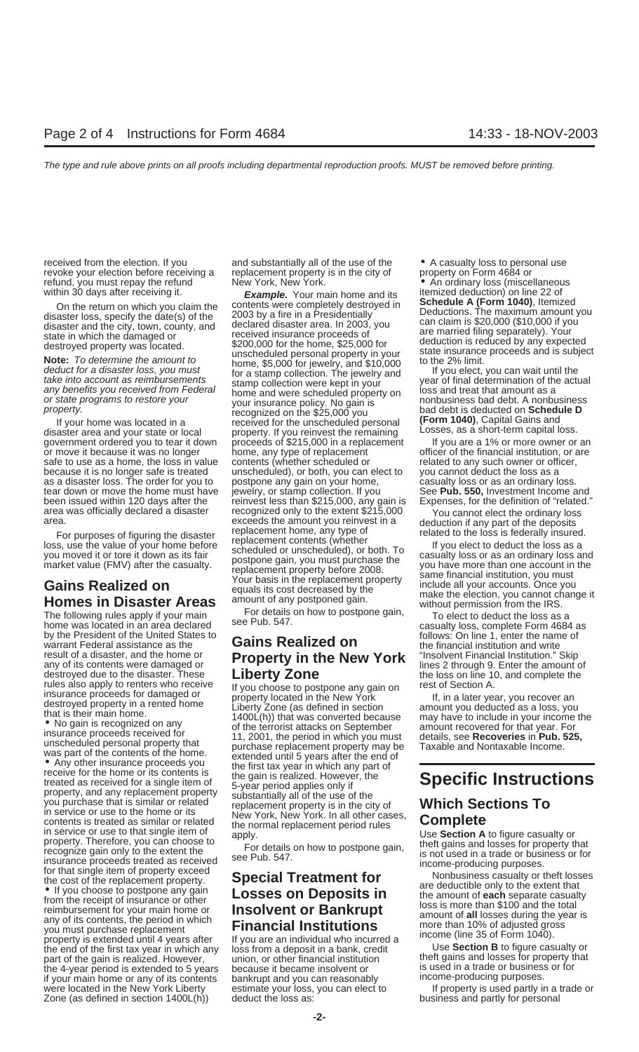received from the election. If you revoke your election before receiving a refund, you must repay the refund within 30 days after receiving it.

On the return on which you claim the disaster loss, specify the date(s) of the disaster and the city, town, county, and state in which the damaged or destroyed property was located.

**Note:** *To determine the amount to deduct for a disaster loss, you must take into account as reimbursements any benefits you received from Federal or state programs to restore your property.*

If your home was located in a disaster area and your state or local government ordered you to tear it down or move it because it was no longer safe to use as a home, the loss in value because it is no longer safe is treated as a disaster loss. The order for you to tear down or move the home must have been issued within 120 days after the area was officially declared a disaster area.

For purposes of figuring the disaster loss, use the value of your home before you moved it or tore it down as its fair market value (FMV) after the casualty.

## Gains Realized on Homes in Disaster Areas

The following rules apply if your main home was located in an area declared by the President of the United States to warrant Federal assistance as the result of a disaster, and the home or any of its contents were damaged or destroyed due to the disaster. These rules also apply to renters who receive insurance proceeds for damaged or destroyed property in a rented home that is their main home.

- No gain is recognized on any insurance proceeds received for unscheduled personal property that was part of the contents of the home.
- Any other insurance proceeds you receive for the home or its contents is treated as received for a single item of property, and any replacement property you purchase that is similar or related in service or use to the home or its contents is treated as similar or related in service or use to that single item of property. Therefore, you can choose to recognize gain only to the extent the insurance proceeds treated as received for that single item of property exceed the cost of the replacement property.
- If you choose to postpone any gain from the receipt of insurance or other reimbursement for your main home or any of its contents, the period in which you must purchase replacement property is extended until 4 years after the end of the first tax year in which any part of the gain is realized. However, the 4-year period is extended to 5 years if your main home or any of its contents were located in the New York Liberty Zone (as defined in section 1400L(h)) and substantially all of the use of the replacement property is in the city of New York, New York.

***Example.*** Your main home and its contents were completely destroyed in 2003 by a fire in a Presidentially declared disaster area. In 2003, you received insurance proceeds of $200,000 for the home, $25,000 for unscheduled personal property in your home, $5,000 for jewelry, and $10,000 for a stamp collection. The jewelry and stamp collection were kept in your home and were scheduled property on your insurance policy. No gain is recognized on the $25,000 you received for the unscheduled personal property. If you reinvest the remaining proceeds of $215,000 in a replacement home, any type of replacement contents (whether scheduled or unscheduled), or both, you can elect to postpone any gain on your home, jewelry, or stamp collection. If you reinvest less than $215,000, any gain is recognized only to the extent $215,000 exceeds the amount you reinvest in a replacement home, any type of replacement contents (whether scheduled or unscheduled), or both. To postpone gain, you must purchase the replacement property before 2008. Your basis in the replacement property equals its cost decreased by the amount of any postponed gain.

For details on how to postpone gain, see Pub. 547.

## Gains Realized on Property in the New York Liberty Zone

If you choose to postpone any gain on property located in the New York Liberty Zone (as defined in section 1400L(h)) that was converted because of the terrorist attacks on September 11, 2001, the period in which you must purchase replacement property may be extended until 5 years after the end of the first tax year in which any part of the gain is realized. However, the 5-year period applies only if substantially all of the use of the replacement property is in the city of New York, New York. In all other cases, the normal replacement period rules apply.

For details on how to postpone gain, see Pub. 547.

## Special Treatment for Losses on Deposits in Insolvent or Bankrupt Financial Institutions

If you are an individual who incurred a loss from a deposit in a bank, credit union, or other financial institution because it became insolvent or bankrupt and you can reasonably estimate your loss, you can elect to deduct the loss as:

- A casualty loss to personal use property on Form 4684 or
- An ordinary loss (miscellaneous itemized deduction) on line 22 of **Schedule A (Form 1040)**, Itemized Deductions. The maximum amount you can claim is $20,000 ($10,000 if you are married filing separately). Your deduction is reduced by any expected state insurance proceeds and is subject to the 2% limit.

If you elect, you can wait until the year of final determination of the actual loss and treat that amount as a nonbusiness bad debt. A nonbusiness bad debt is deducted on **Schedule D (Form 1040)**, Capital Gains and Losses, as a short-term capital loss.

If you are a 1% or more owner or an officer of the financial institution, or are related to any such owner or officer, you cannot deduct the loss as a casualty loss or as an ordinary loss. See **Pub. 550,** Investment Income and Expenses, for the definition of "related."

You cannot elect the ordinary loss deduction if any part of the deposits related to the loss is federally insured.

If you elect to deduct the loss as a casualty loss or as an ordinary loss and you have more than one account in the same financial institution, you must include all your accounts. Once you make the election, you cannot change it without permission from the IRS.

To elect to deduct the loss as a casualty loss, complete Form 4684 as follows: On line 1, enter the name of the financial institution and write "Insolvent Financial Institution." Skip lines 2 through 9. Enter the amount of the loss on line 10, and complete the rest of Section A.

If, in a later year, you recover an amount you deducted as a loss, you may have to include in your income the amount recovered for that year. For details, see **Recoveries** in **Pub. 525,** Taxable and Nontaxable Income.

# Specific Instructions

## Which Sections To Complete

Use **Section A** to figure casualty or theft gains and losses for property that is not used in a trade or business or for income-producing purposes.

Nonbusiness casualty or theft losses are deductible only to the extent that the amount of **each** separate casualty loss is more than $100 and the total amount of **all** losses during the year is more than 10% of adjusted gross income (line 35 of Form 1040).

Use **Section B** to figure casualty or theft gains and losses for property that is used in a trade or business or for income-producing purposes.

If property is used partly in a trade or business and partly for personal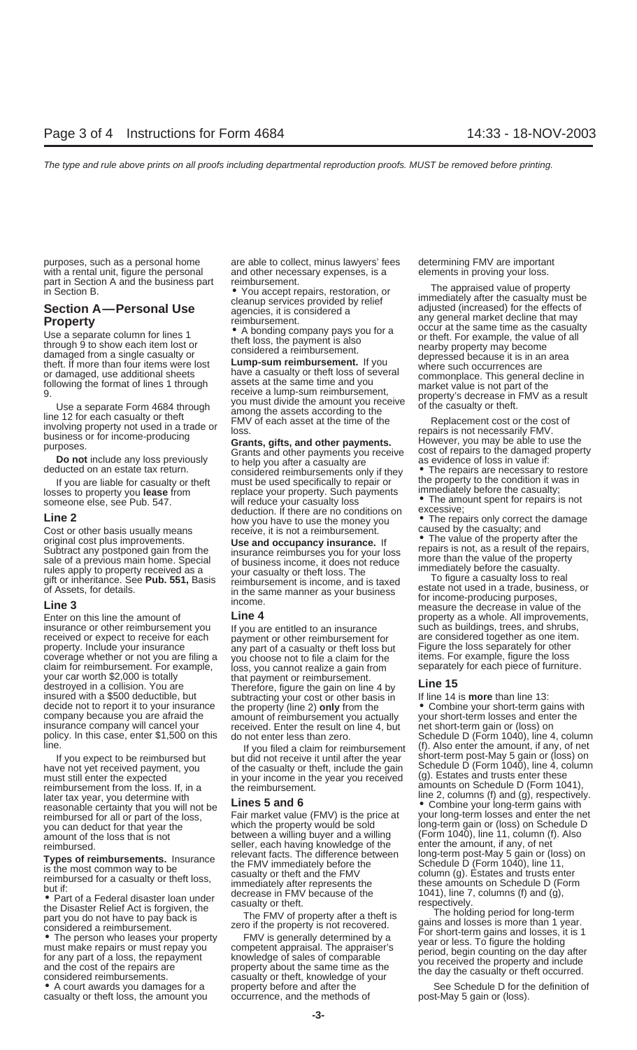purposes, such as a personal home with a rental unit, figure the personal part in Section A and the business part in Section B.

## Section A—Personal Use Property

Use a separate column for lines 1 through 9 to show each item lost or damaged from a single casualty or theft. If more than four items were lost or damaged, use additional sheets following the format of lines 1 through 9.

Use a separate Form 4684 through line 12 for each casualty or theft involving property not used in a trade or business or for income-producing purposes.

**Do not** include any loss previously deducted on an estate tax return.

If you are liable for casualty or theft losses to property you **lease** from someone else, see Pub. 547.

### Line 2

Cost or other basis usually means original cost plus improvements. Subtract any postponed gain from the sale of a previous main home. Special rules apply to property received as a gift or inheritance. See **Pub. 551,** Basis of Assets, for details.

### Line 3

Enter on this line the amount of insurance or other reimbursement you received or expect to receive for each property. Include your insurance coverage whether or not you are filing a claim for reimbursement. For example, your car worth $2,000 is totally destroyed in a collision. You are insured with a $500 deductible, but decide not to report it to your insurance company because you are afraid the insurance company will cancel your policy. In this case, enter $1,500 on this line.

If you expect to be reimbursed but have not yet received payment, you must still enter the expected reimbursement from the loss. If, in a later tax year, you determine with reasonable certainty that you will not be reimbursed for all or part of the loss, you can deduct for that year the amount of the loss that is not reimbursed.

**Types of reimbursements.** Insurance is the most common way to be reimbursed for a casualty or theft loss, but if:

- Part of a Federal disaster loan under the Disaster Relief Act is forgiven, the part you do not have to pay back is considered a reimbursement.
- The person who leases your property must make repairs or must repay you for any part of a loss, the repayment and the cost of the repairs are considered reimbursements.
- A court awards you damages for a casualty or theft loss, the amount you are able to collect, minus lawyers' fees and other necessary expenses, is a reimbursement.
- You accept repairs, restoration, or cleanup services provided by relief agencies, it is considered a reimbursement.
- A bonding company pays you for a theft loss, the payment is also considered a reimbursement.

**Lump-sum reimbursement.** If you have a casualty or theft loss of several assets at the same time and you receive a lump-sum reimbursement, you must divide the amount you receive among the assets according to the FMV of each asset at the time of the loss.

**Grants, gifts, and other payments.** Grants and other payments you receive to help you after a casualty are considered reimbursements only if they must be used specifically to repair or replace your property. Such payments will reduce your casualty loss deduction. If there are no conditions on how you have to use the money you receive, it is not a reimbursement.

**Use and occupancy insurance.** If insurance reimburses you for your loss of business income, it does not reduce your casualty or theft loss. The reimbursement is income, and is taxed in the same manner as your business income.

### Line 4

If you are entitled to an insurance payment or other reimbursement for any part of a casualty or theft loss but you choose not to file a claim for the loss, you cannot realize a gain from that payment or reimbursement. Therefore, figure the gain on line 4 by subtracting your cost or other basis in the property (line 2) **only** from the amount of reimbursement you actually received. Enter the result on line 4, but do not enter less than zero.

If you filed a claim for reimbursement but did not receive it until after the year of the casualty or theft, include the gain in your income in the year you received the reimbursement.

### Lines 5 and 6

Fair market value (FMV) is the price at which the property would be sold between a willing buyer and a willing seller, each having knowledge of the relevant facts. The difference between the FMV immediately before the casualty or theft and the FMV immediately after represents the decrease in FMV because of the casualty or theft.

The FMV of property after a theft is zero if the property is not recovered.

FMV is generally determined by a competent appraisal. The appraiser's knowledge of sales of comparable property about the same time as the casualty or theft, knowledge of your property before and after the occurrence, and the methods of determining FMV are important elements in proving your loss.

The appraised value of property immediately after the casualty must be adjusted (increased) for the effects of any general market decline that may occur at the same time as the casualty or theft. For example, the value of all nearby property may become depressed because it is in an area where such occurrences are commonplace. This general decline in market value is not part of the property's decrease in FMV as a result of the casualty or theft.

Replacement cost or the cost of repairs is not necessarily FMV. However, you may be able to use the cost of repairs to the damaged property as evidence of loss in value if:

- The repairs are necessary to restore the property to the condition it was in immediately before the casualty;
- The amount spent for repairs is not excessive;
- The repairs only correct the damage caused by the casualty; and
- The value of the property after the repairs is not, as a result of the repairs, more than the value of the property immediately before the casualty.

To figure a casualty loss to real estate not used in a trade, business, or for income-producing purposes, measure the decrease in value of the property as a whole. All improvements, such as buildings, trees, and shrubs, are considered together as one item. Figure the loss separately for other items. For example, figure the loss separately for each piece of furniture.

### Line 15

If line 14 is **more** than line 13:

- Combine your short-term gains with your short-term losses and enter the net short-term gain or (loss) on Schedule D (Form 1040), line 4, column (f). Also enter the amount, if any, of net short-term post-May 5 gain or (loss) on Schedule D (Form 1040), line 4, column (g). Estates and trusts enter these amounts on Schedule D (Form 1041), line 2, columns (f) and (g), respectively.
- Combine your long-term gains with your long-term losses and enter the net long-term gain or (loss) on Schedule D (Form 1040), line 11, column (f). Also enter the amount, if any, of net long-term post-May 5 gain or (loss) on Schedule D (Form 1040), line 11, column (g). Estates and trusts enter these amounts on Schedule D (Form 1041), line 7, columns (f) and (g), respectively.

The holding period for long-term gains and losses is more than 1 year. For short-term gains and losses, it is 1 year or less. To figure the holding period, begin counting on the day after you received the property and include the day the casualty or theft occurred.

See Schedule D for the definition of post-May 5 gain or (loss).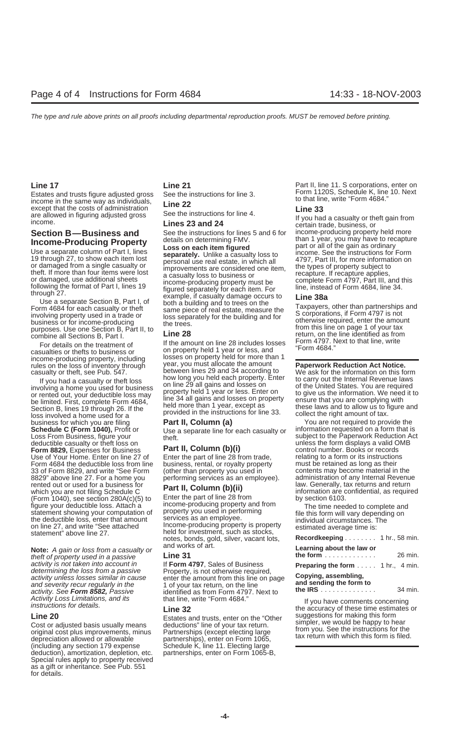### Line 17

Estates and trusts figure adjusted gross income in the same way as individuals, except that the costs of administration are allowed in figuring adjusted gross income.

## Section B—Business and Income-Producing Property

Use a separate column of Part I, lines 19 through 27, to show each item lost or damaged from a single casualty or theft. If more than four items were lost or damaged, use additional sheets following the format of Part I, lines 19 through 27.

Use a separate Section B, Part I, of Form 4684 for each casualty or theft involving property used in a trade or business or for income-producing purposes. Use one Section B, Part II, to combine all Sections B, Part I.

For details on the treatment of casualties or thefts to business or income-producing property, including rules on the loss of inventory through casualty or theft, see Pub. 547.

If you had a casualty or theft loss involving a home you used for business or rented out, your deductible loss may be limited. First, complete Form 4684, Section B, lines 19 through 26. If the loss involved a home used for a business for which you are filing **Schedule C (Form 1040),** Profit or Loss From Business, figure your deductible casualty or theft loss on **Form 8829,** Expenses for Business Use of Your Home. Enter on line 27 of Form 4684 the deductible loss from line 33 of Form 8829, and write "See Form 8829" above line 27. For a home you rented out or used for a business for which you are not filing Schedule C (Form 1040), see section 280A(c)(5) to figure your deductible loss. Attach a statement showing your computation of the deductible loss, enter that amount on line 27, and write "See attached statement" above line 27.

**Note:** *A gain or loss from a casualty or theft of property used in a passive activity is not taken into account in determining the loss from a passive activity unless losses similar in cause and severity recur regularly in the activity. See* ***Form 8582,*** *Passive Activity Loss Limitations, and its instructions for details.*

### Line 20

Cost or adjusted basis usually means original cost plus improvements, minus depreciation allowed or allowable (including any section 179 expense deduction), amortization, depletion, etc. Special rules apply to property received as a gift or inheritance. See Pub. 551 for details.

### Line 21

See the instructions for line 3.

### Line 22

See the instructions for line 4.

### Lines 23 and 24

See the instructions for lines 5 and 6 for details on determining FMV.

**Loss on each item figured separately.** Unlike a casualty loss to personal use real estate, in which all improvements are considered one item, a casualty loss to business or income-producing property must be figured separately for each item. For example, if casualty damage occurs to both a building and to trees on the same piece of real estate, measure the loss separately for the building and for the trees.

### Line 28

If the amount on line 28 includes losses on property held 1 year or less, and losses on property held for more than 1 year, you must allocate the amount between lines 29 and 34 according to how long you held each property. Enter on line 29 all gains and losses on property held 1 year or less. Enter on line 34 all gains and losses on property held more than 1 year, except as provided in the instructions for line 33.

### Part II, Column (a)

Use a separate line for each casualty or theft.

### Part II, Column (b)(i)

Enter the part of line 28 from trade, business, rental, or royalty property (other than property you used in performing services as an employee).

### Part II, Column (b)(ii)

Enter the part of line 28 from income-producing property and from property you used in performing services as an employee. Income-producing property is property held for investment, such as stocks, notes, bonds, gold, silver, vacant lots, and works of art.

### Line 31

If **Form 4797**, Sales of Business Property, is not otherwise required, enter the amount from this line on page 1 of your tax return, on the line identified as from Form 4797. Next to that line, write "Form 4684."

### Line 32

Estates and trusts, enter on the "Other deductions" line of your tax return. Partnerships (except electing large partnerships), enter on Form 1065, Schedule K, line 11. Electing large partnerships, enter on Form 1065-B, Part II, line 11. S corporations, enter on Form 1120S, Schedule K, line 10. Next to that line, write "Form 4684."

### Line 33

If you had a casualty or theft gain from certain trade, business, or income-producing property held more than 1 year, you may have to recapture part or all of the gain as ordinary income. See the instructions for Form 4797, Part III, for more information on the types of property subject to recapture. If recapture applies, complete Form 4797, Part III, and this line, instead of Form 4684, line 34.

### Line 38a

Taxpayers, other than partnerships and S corporations, if Form 4797 is not otherwise required, enter the amount from this line on page 1 of your tax return, on the line identified as from Form 4797. Next to that line, write "Form 4684."

---

**Paperwork Reduction Act Notice.** We ask for the information on this form to carry out the Internal Revenue laws of the United States. You are required to give us the information. We need it to ensure that you are complying with these laws and to allow us to figure and collect the right amount of tax.

You are not required to provide the information requested on a form that is subject to the Paperwork Reduction Act unless the form displays a valid OMB control number. Books or records relating to a form or its instructions must be retained as long as their contents may become material in the administration of any Internal Revenue law. Generally, tax returns and return information are confidential, as required by section 6103.

The time needed to complete and file this form will vary depending on individual circumstances. The estimated average time is:

| | |
|---|---|
| **Recordkeeping** | 1 hr., 58 min. |
| **Learning about the law or the form** | 26 min. |
| **Preparing the form** | 1 hr., 4 min. |
| **Copying, assembling, and sending the form to the IRS** | 34 min. |

If you have comments concerning the accuracy of these time estimates or suggestions for making this form simpler, we would be happy to hear from you. See the instructions for the tax return with which this form is filed.